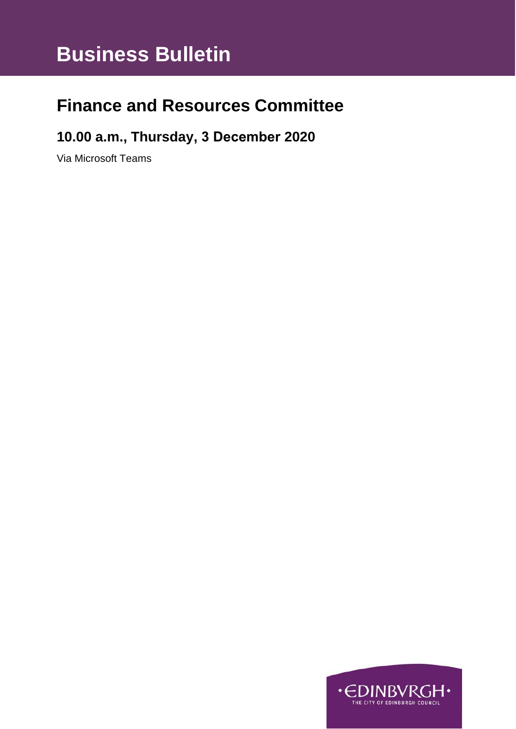# Business Bulletin

## Finance and Resources Committee

### 10.00 a.m., Thursday, 3 December 2020

Via Microsoft Teams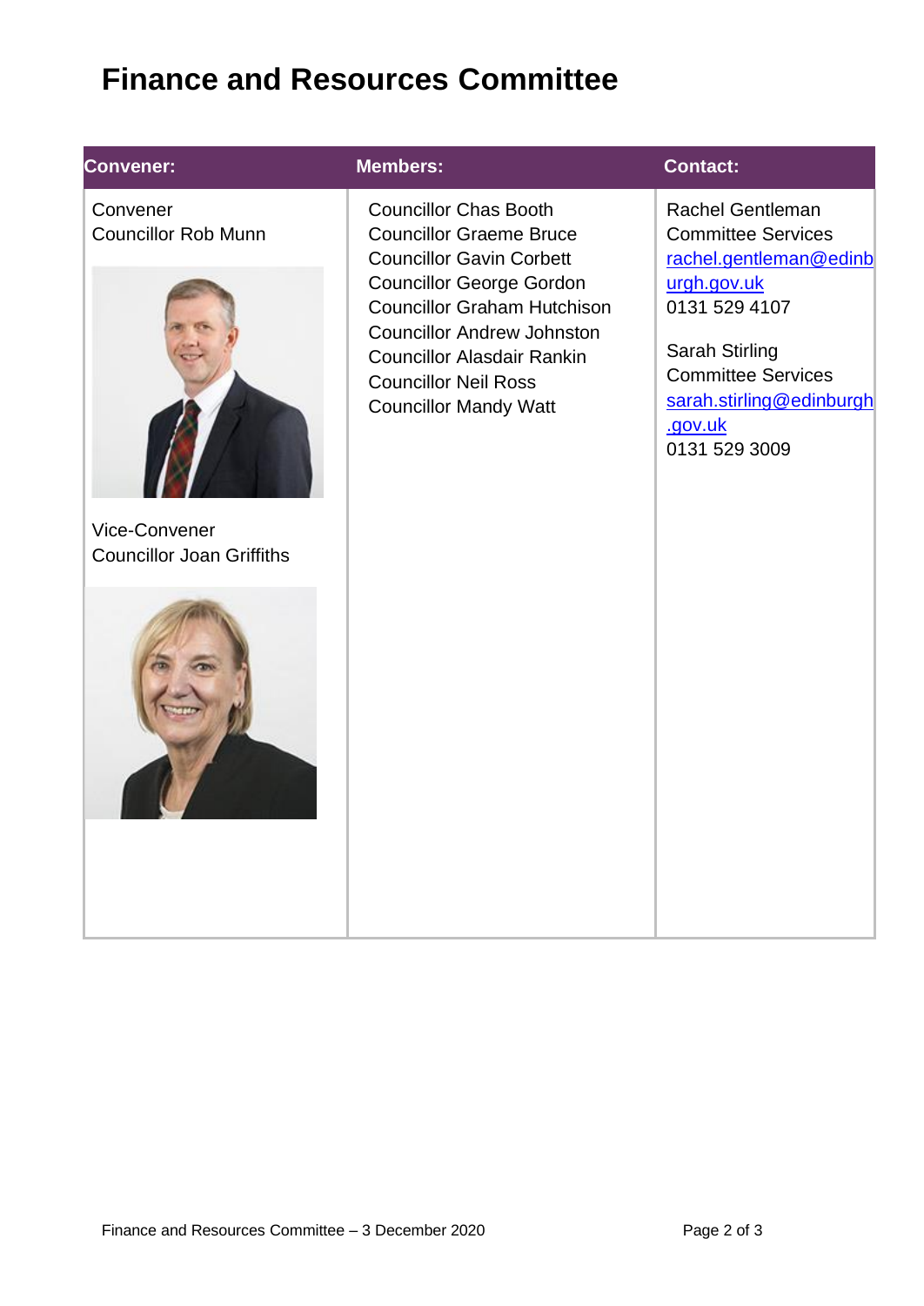# Finance and Resources Committee

| Convener: | Members: | Contact: |
| --- | --- | --- |
| Convener<br>Councillor Rob Munn<br><br>Vice-Convener<br>Councillor Joan Griffiths | Councillor Chas Booth<br>Councillor Graeme Bruce<br>Councillor Gavin Corbett<br>Councillor George Gordon<br>Councillor Graham Hutchison<br>Councillor Andrew Johnston<br>Councillor Alasdair Rankin<br>Councillor Neil Ross<br>Councillor Mandy Watt | Rachel Gentleman<br>Committee Services<br>rachel.gentleman@edinburgh.gov.uk<br>0131 529 4107<br><br>Sarah Stirling<br>Committee Services<br>sarah.stirling@edinburgh.gov.uk<br>0131 529 3009 |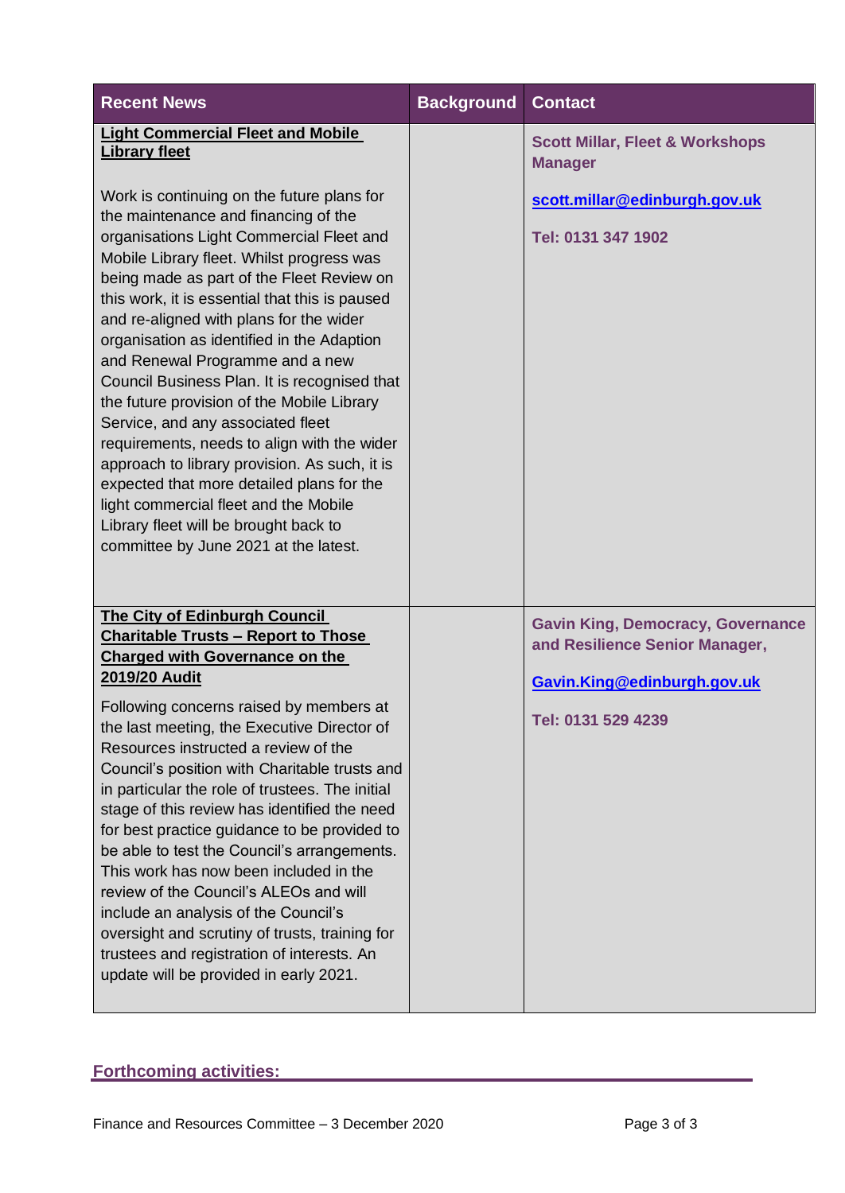| Recent News | Background | Contact |
|---|---|---|
| **Light Commercial Fleet and Mobile Library fleet**<br><br>Work is continuing on the future plans for the maintenance and financing of the organisations Light Commercial Fleet and Mobile Library fleet. Whilst progress was being made as part of the Fleet Review on this work, it is essential that this is paused and re-aligned with plans for the wider organisation as identified in the Adaption and Renewal Programme and a new Council Business Plan. It is recognised that the future provision of the Mobile Library Service, and any associated fleet requirements, needs to align with the wider approach to library provision. As such, it is expected that more detailed plans for the light commercial fleet and the Mobile Library fleet will be brought back to committee by June 2021 at the latest. | | **Scott Millar, Fleet & Workshops Manager**<br><br>**scott.millar@edinburgh.gov.uk**<br><br>**Tel: 0131 347 1902** |
| **The City of Edinburgh Council Charitable Trusts – Report to Those Charged with Governance on the 2019/20 Audit**<br><br>Following concerns raised by members at the last meeting, the Executive Director of Resources instructed a review of the Council's position with Charitable trusts and in particular the role of trustees. The initial stage of this review has identified the need for best practice guidance to be provided to be able to test the Council's arrangements. This work has now been included in the review of the Council's ALEOs and will include an analysis of the Council's oversight and scrutiny of trusts, training for trustees and registration of interests. An update will be provided in early 2021. | | **Gavin King, Democracy, Governance and Resilience Senior Manager,**<br><br>**Gavin.King@edinburgh.gov.uk**<br><br>**Tel: 0131 529 4239** |

## Forthcoming activities: